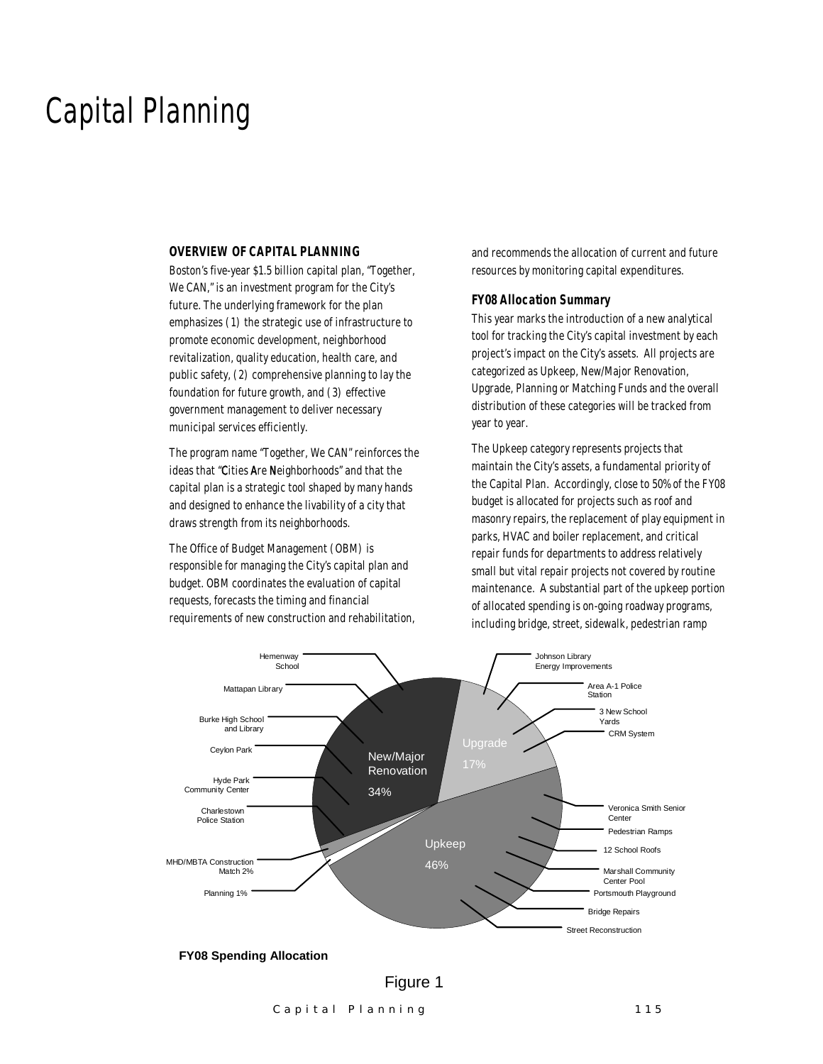# Capital Planning

### OVERVIEW OF CAPITAL PLANNING

Boston's five-year $1.5 billion capital plan, "Together, We CAN," is an investment program for the City's future. The underlying framework for the plan emphasizes (1) the strategic use of infrastructure to promote economic development, neighborhood revitalization, quality education, health care, and public safety, (2) comprehensive planning to lay the foundation for future growth, and (3) effective government management to deliver necessary municipal services efficiently.

The program name "Together, We CAN" reinforces the ideas that "**C**ities **A**re **N**eighborhoods" and that the capital plan is a strategic tool shaped by many hands and designed to enhance the livability of a city that draws strength from its neighborhoods.

The Office of Budget Management (OBM) is responsible for managing the City's capital plan and budget. OBM coordinates the evaluation of capital requests, forecasts the timing and financial requirements of new construction and rehabilitation, and recommends the allocation of current and future resources by monitoring capital expenditures.

#### FY08 Allocation Summary

This year marks the introduction of a new analytical tool for tracking the City's capital investment by each project's impact on the City's assets. All projects are categorized as Upkeep, New/Major Renovation, Upgrade, Planning or Matching Funds and the overall distribution of these categories will be tracked from year to year.

The Upkeep category represents projects that maintain the City's assets, a fundamental priority of the Capital Plan. Accordingly, close to 50% of the FY08 budget is allocated for projects such as roof and masonry repairs, the replacement of play equipment in parks, HVAC and boiler replacement, and critical repair funds for departments to address relatively small but vital repair projects not covered by routine maintenance. A substantial part of the upkeep portion of allocated spending is on-going roadway programs, including bridge, street, sidewalk, pedestrian ramp

**FY08 Spending Allocation**

| Category | Share | Example Projects |
|---|---|---|
| Upkeep | 46% | Veronica Smith Senior Center; Pedestrian Ramps; 12 School Roofs; Marshall Community Center Pool; Portsmouth Playground; Bridge Repairs; Street Reconstruction |
| New/Major Renovation | 34% | Hemenway School; Mattapan Library; Burke High School and Library; Ceylon Park; Hyde Park Community Center; Charlestown Police Station |
| Upgrade | 17% | Johnson Library Energy Improvements; Area A-1 Police Station; 3 New School Yards; CRM System |
| MHD/MBTA Construction Match | 2% | |
| Planning | 1% | |

Figure 1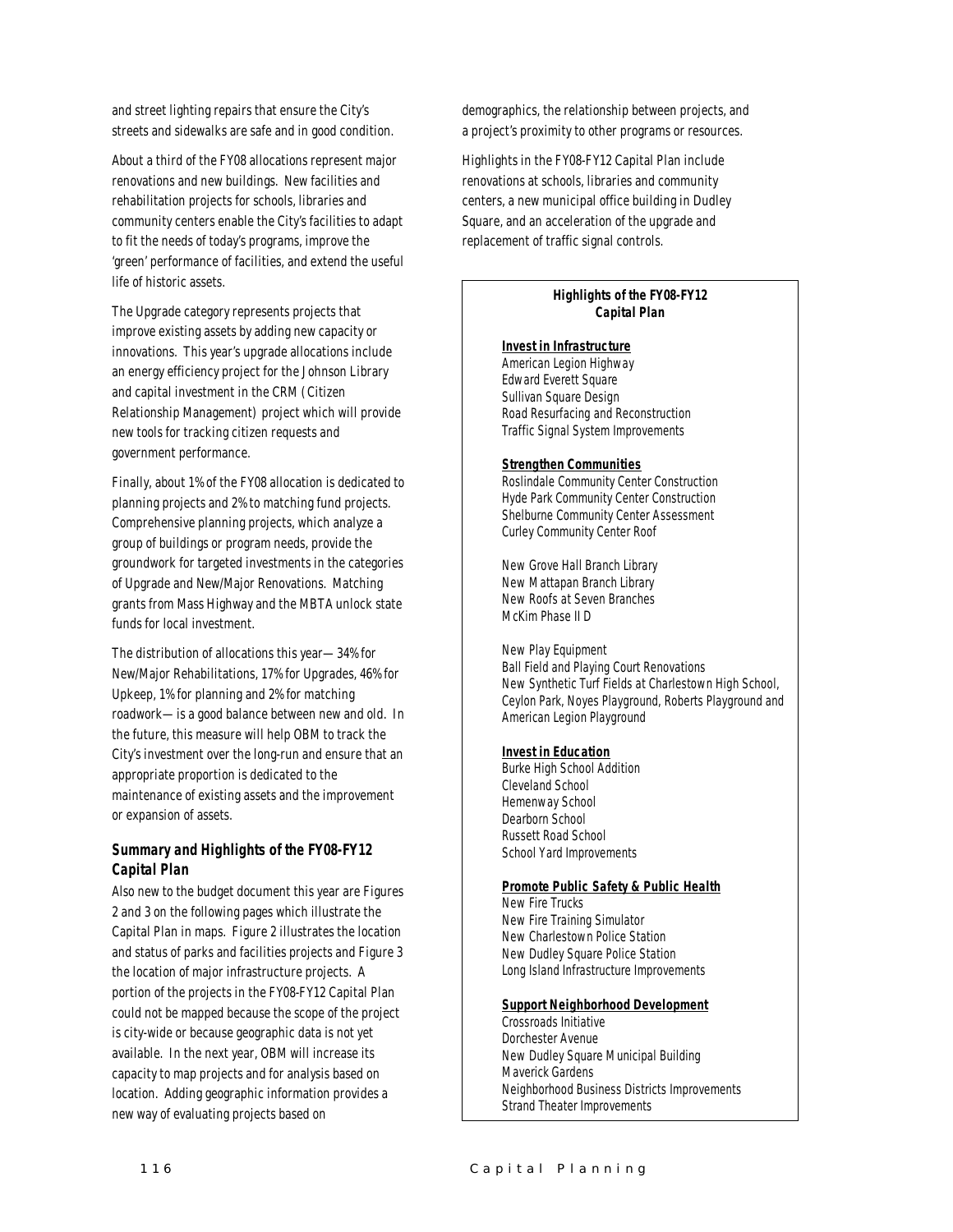and street lighting repairs that ensure the City's streets and sidewalks are safe and in good condition.

About a third of the FY08 allocations represent major renovations and new buildings. New facilities and rehabilitation projects for schools, libraries and community centers enable the City's facilities to adapt to fit the needs of today's programs, improve the 'green' performance of facilities, and extend the useful life of historic assets.

The Upgrade category represents projects that improve existing assets by adding new capacity or innovations. This year's upgrade allocations include an energy efficiency project for the Johnson Library and capital investment in the CRM (Citizen Relationship Management) project which will provide new tools for tracking citizen requests and government performance.

Finally, about 1% of the FY08 allocation is dedicated to planning projects and 2% to matching fund projects. Comprehensive planning projects, which analyze a group of buildings or program needs, provide the groundwork for targeted investments in the categories of Upgrade and New/Major Renovations. Matching grants from Mass Highway and the MBTA unlock state funds for local investment.

The distribution of allocations this year—34% for New/Major Rehabilitations, 17% for Upgrades, 46% for Upkeep, 1% for planning and 2% for matching roadwork—is a good balance between new and old. In the future, this measure will help OBM to track the City's investment over the long-run and ensure that an appropriate proportion is dedicated to the maintenance of existing assets and the improvement or expansion of assets.

### Summary and Highlights of the FY08-FY12 Capital Plan

Also new to the budget document this year are Figures 2 and 3 on the following pages which illustrate the Capital Plan in maps. Figure 2 illustrates the location and status of parks and facilities projects and Figure 3 the location of major infrastructure projects. A portion of the projects in the FY08-FY12 Capital Plan could not be mapped because the scope of the project is city-wide or because geographic data is not yet available. In the next year, OBM will increase its capacity to map projects and for analysis based on location. Adding geographic information provides a new way of evaluating projects based on demographics, the relationship between projects, and a project's proximity to other programs or resources.

Highlights in the FY08-FY12 Capital Plan include renovations at schools, libraries and community centers, a new municipal office building in Dudley Square, and an acceleration of the upgrade and replacement of traffic signal controls.

**Highlights of the FY08-FY12 Capital Plan**

**Invest in Infrastructure**

American Legion Highway
Edward Everett Square
Sullivan Square Design
Road Resurfacing and Reconstruction
Traffic Signal System Improvements

**Strengthen Communities**

Roslindale Community Center Construction
Hyde Park Community Center Construction
Shelburne Community Center Assessment
Curley Community Center Roof

New Grove Hall Branch Library
New Mattapan Branch Library
New Roofs at Seven Branches
McKim Phase II D

New Play Equipment
Ball Field and Playing Court Renovations
New Synthetic Turf Fields at Charlestown High School, Ceylon Park, Noyes Playground, Roberts Playground and American Legion Playground

**Invest in Education**

Burke High School Addition
Cleveland School
Hemenway School
Dearborn School
Russett Road School
School Yard Improvements

**Promote Public Safety & Public Health**

New Fire Trucks
New Fire Training Simulator
New Charlestown Police Station
New Dudley Square Police Station
Long Island Infrastructure Improvements

**Support Neighborhood Development**

Crossroads Initiative
Dorchester Avenue
New Dudley Square Municipal Building
Maverick Gardens
Neighborhood Business Districts Improvements
Strand Theater Improvements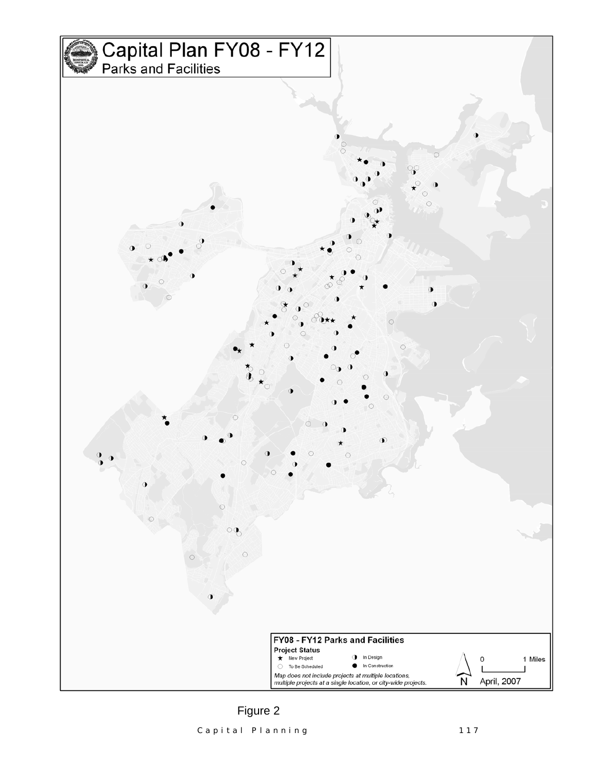# Capital Plan FY08 - FY12

## Parks and Facilities

**FY08 - FY12 Parks and Facilities**

**Project Status**

- ★ New Project
- ◐ In Design
- ○ To Be Scheduled
- ● In Construction

*Map does not include projects at multiple locations, multiple projects at a single location, or city-wide projects.*

0 — 1 Miles

N

April, 2007

Figure 2

Capital Planning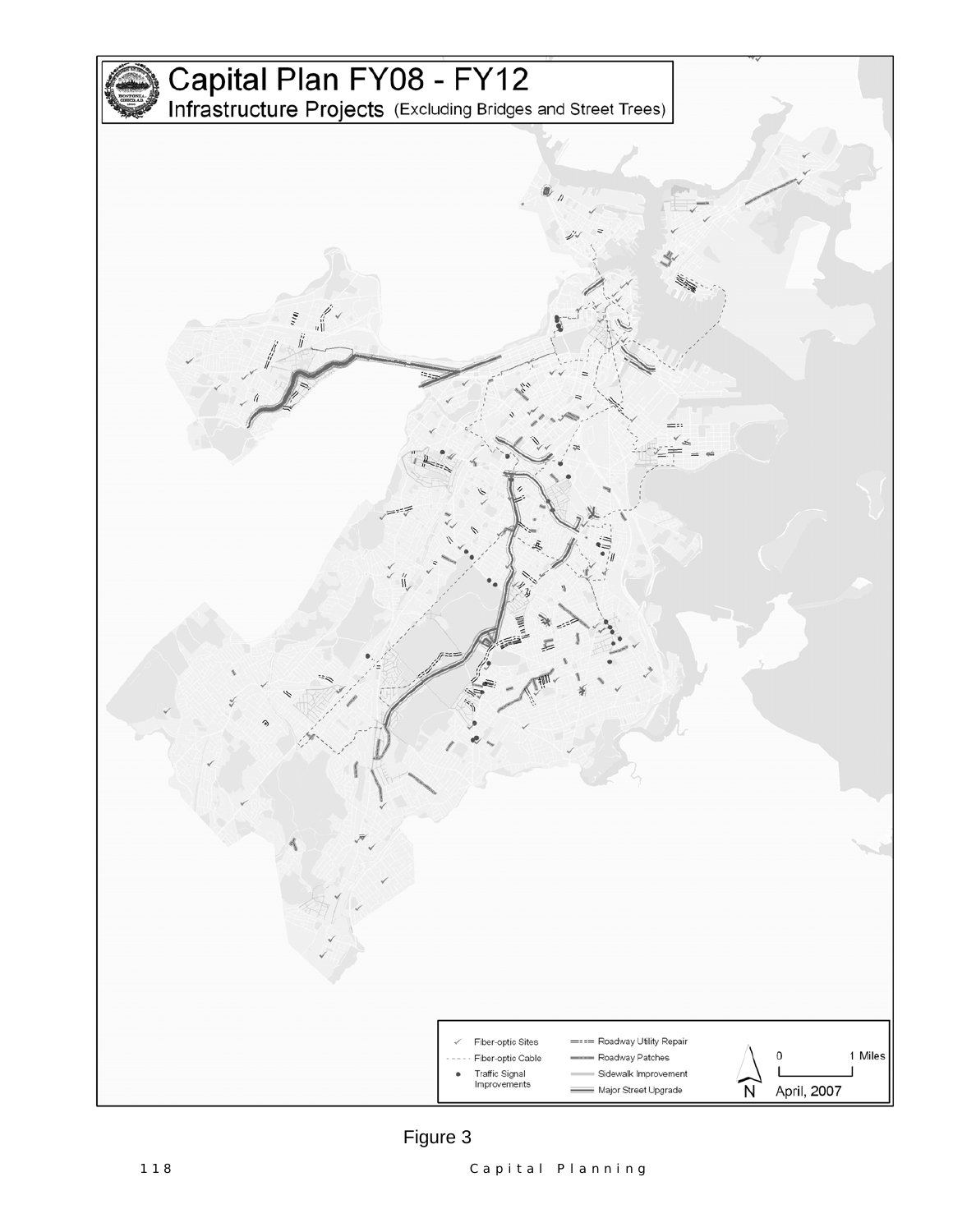# Capital Plan FY08 - FY12

## Infrastructure Projects (Excluding Bridges and Street Trees)

| Legend | |
|---|---|
| Fiber-optic Sites | Roadway Utility Repair |
| Fiber-optic Cable | Roadway Patches |
| Traffic Signal Improvements | Sidewalk Improvement |
| | Major Street Upgrade |

0 — 1 Miles

N

April, 2007

Figure 3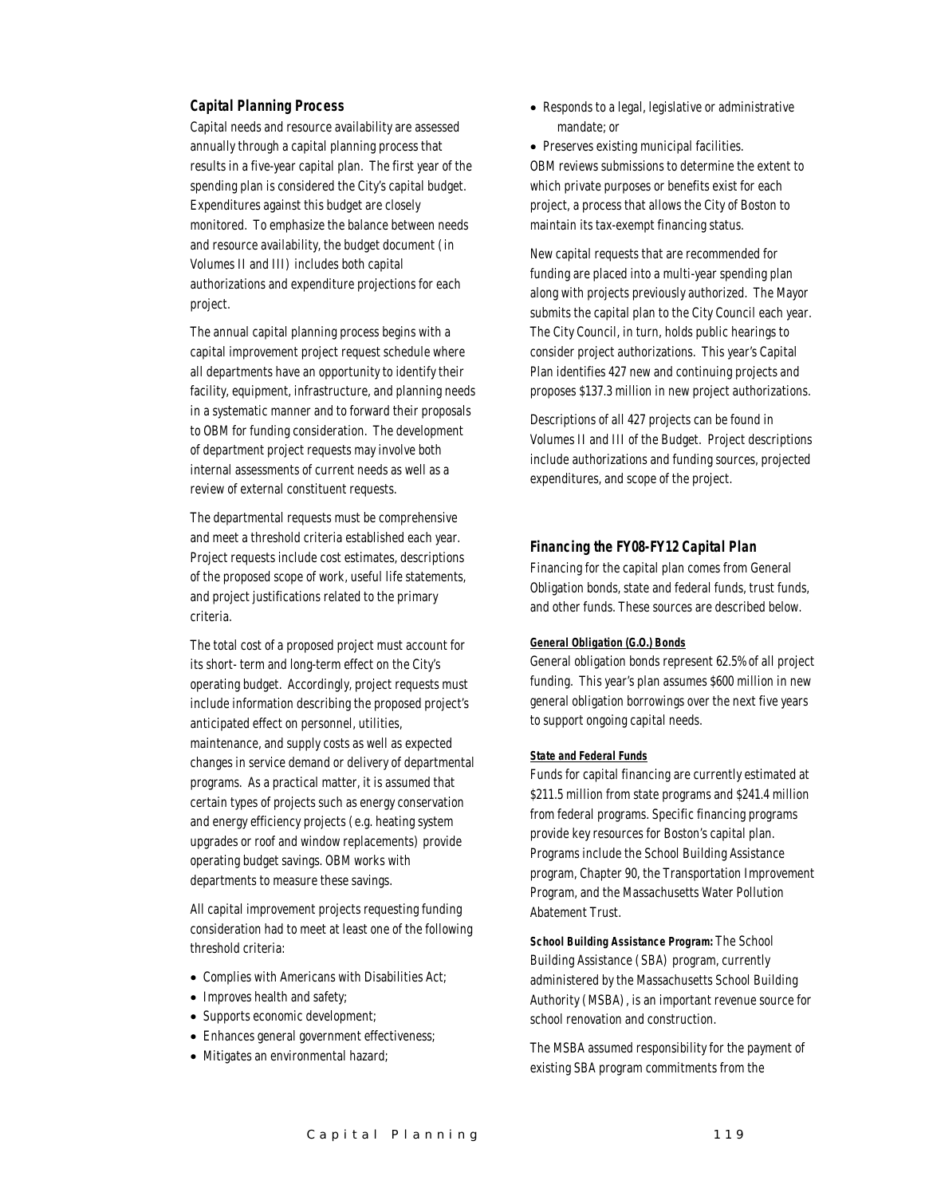### Capital Planning Process

Capital needs and resource availability are assessed annually through a capital planning process that results in a five-year capital plan. The first year of the spending plan is considered the City's capital budget. Expenditures against this budget are closely monitored. To emphasize the balance between needs and resource availability, the budget document (in Volumes II and III) includes both capital authorizations and expenditure projections for each project.

The annual capital planning process begins with a capital improvement project request schedule where all departments have an opportunity to identify their facility, equipment, infrastructure, and planning needs in a systematic manner and to forward their proposals to OBM for funding consideration. The development of department project requests may involve both internal assessments of current needs as well as a review of external constituent requests.

The departmental requests must be comprehensive and meet a threshold criteria established each year. Project requests include cost estimates, descriptions of the proposed scope of work, useful life statements, and project justifications related to the primary criteria.

The total cost of a proposed project must account for its short- term and long-term effect on the City's operating budget. Accordingly, project requests must include information describing the proposed project's anticipated effect on personnel, utilities, maintenance, and supply costs as well as expected changes in service demand or delivery of departmental programs. As a practical matter, it is assumed that certain types of projects such as energy conservation and energy efficiency projects (e.g. heating system upgrades or roof and window replacements) provide operating budget savings. OBM works with departments to measure these savings.

All capital improvement projects requesting funding consideration had to meet at least one of the following threshold criteria:

- Complies with Americans with Disabilities Act;
- Improves health and safety;
- Supports economic development;
- Enhances general government effectiveness;
- Mitigates an environmental hazard;
- Responds to a legal, legislative or administrative mandate; or
- Preserves existing municipal facilities.

OBM reviews submissions to determine the extent to which private purposes or benefits exist for each project, a process that allows the City of Boston to maintain its tax-exempt financing status.

New capital requests that are recommended for funding are placed into a multi-year spending plan along with projects previously authorized. The Mayor submits the capital plan to the City Council each year. The City Council, in turn, holds public hearings to consider project authorizations. This year's Capital Plan identifies 427 new and continuing projects and proposes $137.3 million in new project authorizations.

Descriptions of all 427 projects can be found in Volumes II and III of the Budget. Project descriptions include authorizations and funding sources, projected expenditures, and scope of the project.

### Financing the FY08-FY12 Capital Plan

Financing for the capital plan comes from General Obligation bonds, state and federal funds, trust funds, and other funds. These sources are described below.

**General Obligation (G.O.) Bonds**

General obligation bonds represent 62.5% of all project funding. This year's plan assumes $600 million in new general obligation borrowings over the next five years to support ongoing capital needs.

**State and Federal Funds**

Funds for capital financing are currently estimated at $211.5 million from state programs and $241.4 million from federal programs. Specific financing programs provide key resources for Boston's capital plan. Programs include the School Building Assistance program, Chapter 90, the Transportation Improvement Program, and the Massachusetts Water Pollution Abatement Trust.

**School Building Assistance Program:** The School Building Assistance (SBA) program, currently administered by the Massachusetts School Building Authority (MSBA), is an important revenue source for school renovation and construction.

The MSBA assumed responsibility for the payment of existing SBA program commitments from the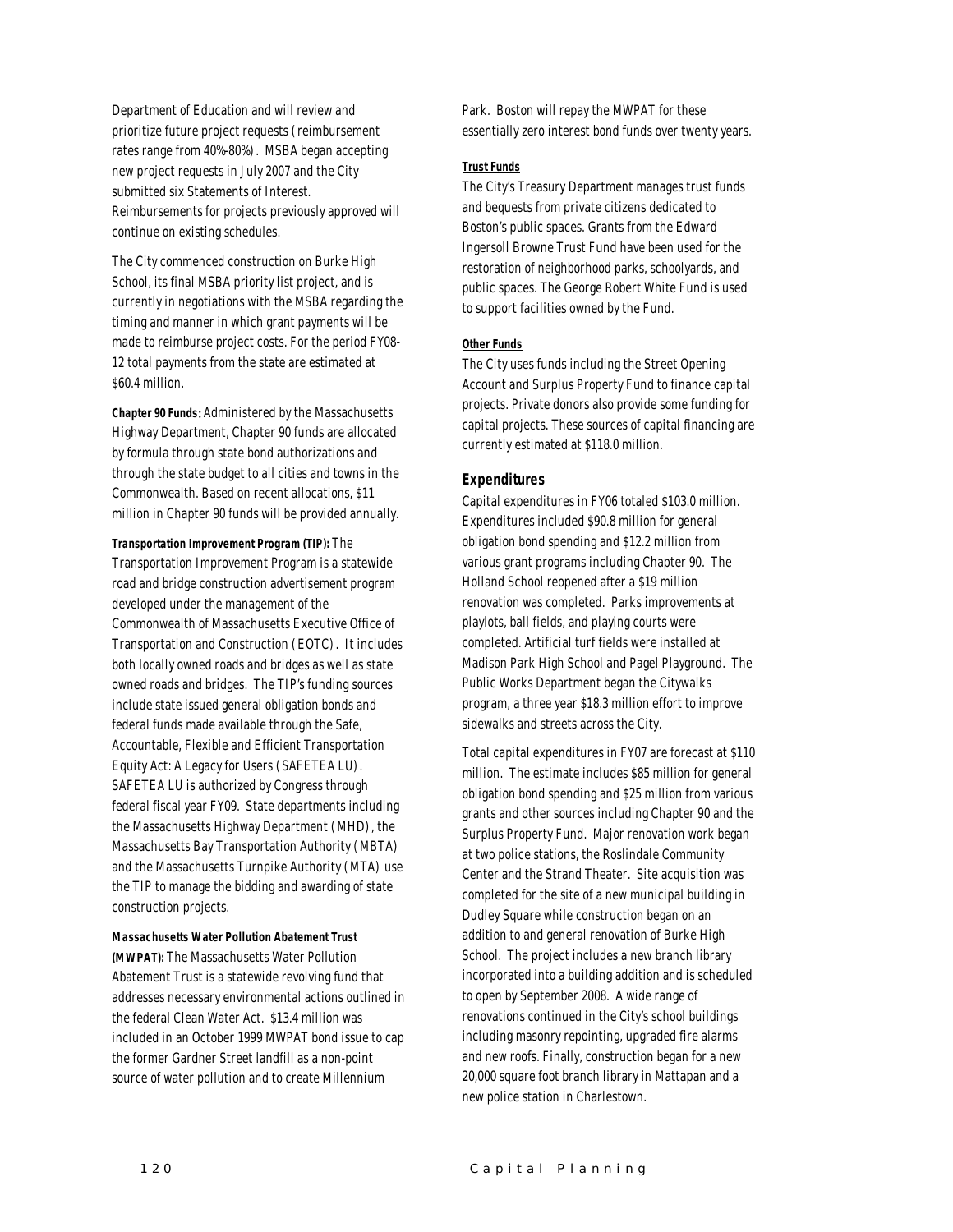Department of Education and will review and prioritize future project requests (reimbursement rates range from 40%-80%). MSBA began accepting new project requests in July 2007 and the City submitted six Statements of Interest. Reimbursements for projects previously approved will continue on existing schedules.

The City commenced construction on Burke High School, its final MSBA priority list project, and is currently in negotiations with the MSBA regarding the timing and manner in which grant payments will be made to reimburse project costs. For the period FY08-12 total payments from the state are estimated at \$60.4 million.

**Chapter 90 Funds:** Administered by the Massachusetts Highway Department, Chapter 90 funds are allocated by formula through state bond authorizations and through the state budget to all cities and towns in the Commonwealth. Based on recent allocations, \$11 million in Chapter 90 funds will be provided annually.

**Transportation Improvement Program (TIP):** The Transportation Improvement Program is a statewide road and bridge construction advertisement program developed under the management of the Commonwealth of Massachusetts Executive Office of Transportation and Construction (EOTC). It includes both locally owned roads and bridges as well as state owned roads and bridges. The TIP's funding sources include state issued general obligation bonds and federal funds made available through the Safe, Accountable, Flexible and Efficient Transportation Equity Act: A Legacy for Users (SAFETEA LU). SAFETEA LU is authorized by Congress through federal fiscal year FY09. State departments including the Massachusetts Highway Department (MHD), the Massachusetts Bay Transportation Authority (MBTA) and the Massachusetts Turnpike Authority (MTA) use the TIP to manage the bidding and awarding of state construction projects.

**Massachusetts Water Pollution Abatement Trust (MWPAT):** The Massachusetts Water Pollution Abatement Trust is a statewide revolving fund that addresses necessary environmental actions outlined in the federal Clean Water Act. \$13.4 million was included in an October 1999 MWPAT bond issue to cap the former Gardner Street landfill as a non-point source of water pollution and to create Millennium Park. Boston will repay the MWPAT for these essentially zero interest bond funds over twenty years.

**Trust Funds**

The City's Treasury Department manages trust funds and bequests from private citizens dedicated to Boston's public spaces. Grants from the Edward Ingersoll Browne Trust Fund have been used for the restoration of neighborhood parks, schoolyards, and public spaces. The George Robert White Fund is used to support facilities owned by the Fund.

**Other Funds**

The City uses funds including the Street Opening Account and Surplus Property Fund to finance capital projects. Private donors also provide some funding for capital projects. These sources of capital financing are currently estimated at \$118.0 million.

## Expenditures

Capital expenditures in FY06 totaled \$103.0 million. Expenditures included \$90.8 million for general obligation bond spending and \$12.2 million from various grant programs including Chapter 90. The Holland School reopened after a \$19 million renovation was completed. Parks improvements at playlots, ball fields, and playing courts were completed. Artificial turf fields were installed at Madison Park High School and Pagel Playground. The Public Works Department began the Citywalks program, a three year \$18.3 million effort to improve sidewalks and streets across the City.

Total capital expenditures in FY07 are forecast at \$110 million. The estimate includes \$85 million for general obligation bond spending and \$25 million from various grants and other sources including Chapter 90 and the Surplus Property Fund. Major renovation work began at two police stations, the Roslindale Community Center and the Strand Theater. Site acquisition was completed for the site of a new municipal building in Dudley Square while construction began on an addition to and general renovation of Burke High School. The project includes a new branch library incorporated into a building addition and is scheduled to open by September 2008. A wide range of renovations continued in the City's school buildings including masonry repointing, upgraded fire alarms and new roofs. Finally, construction began for a new 20,000 square foot branch library in Mattapan and a new police station in Charlestown.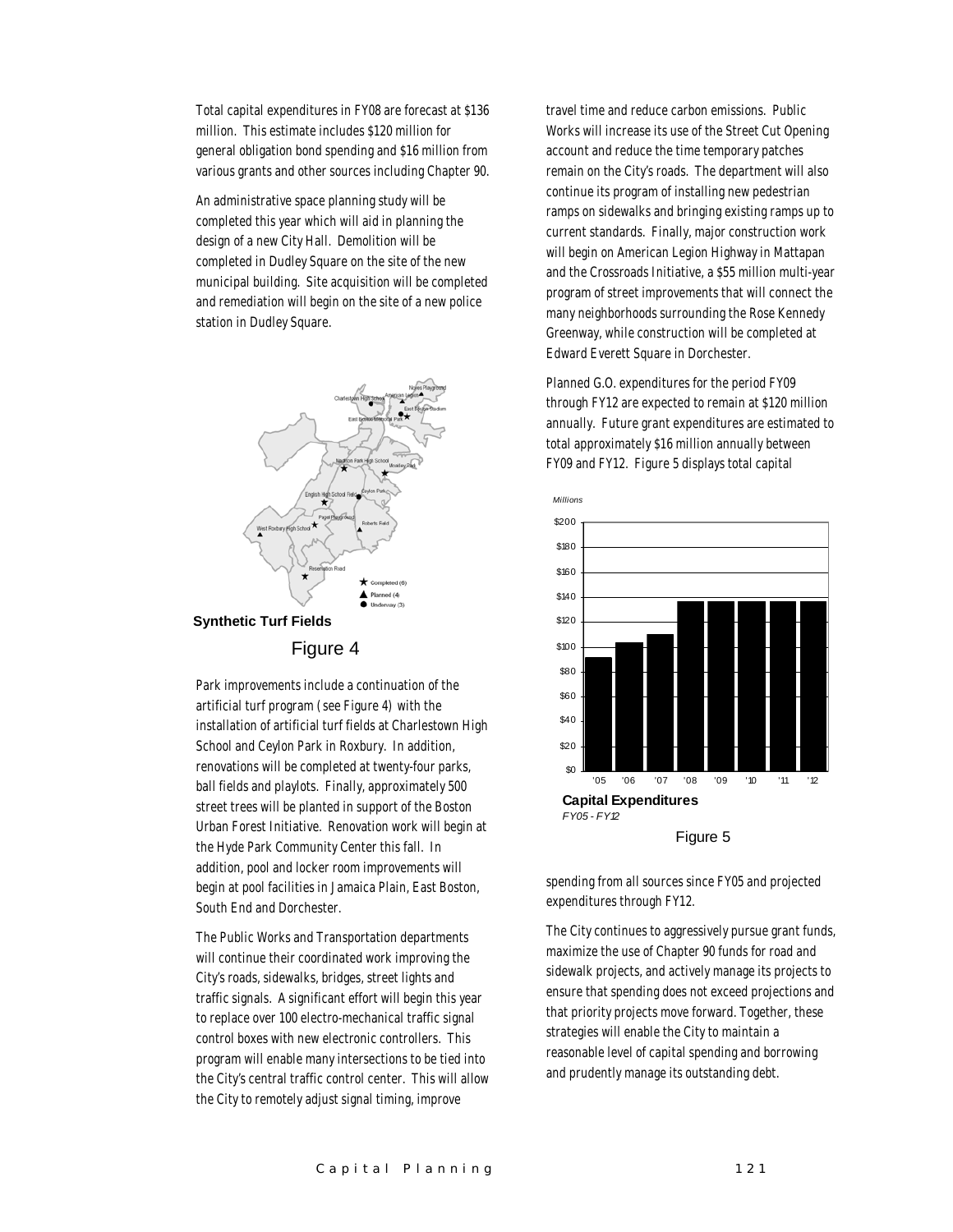Total capital expenditures in FY08 are forecast at $136 million. This estimate includes $120 million for general obligation bond spending and $16 million from various grants and other sources including Chapter 90.

An administrative space planning study will be completed this year which will aid in planning the design of a new City Hall. Demolition will be completed in Dudley Square on the site of the new municipal building. Site acquisition will be completed and remediation will begin on the site of a new police station in Dudley Square.

**Synthetic Turf Fields**

Figure 4

Park improvements include a continuation of the artificial turf program (see Figure 4) with the installation of artificial turf fields at Charlestown High School and Ceylon Park in Roxbury. In addition, renovations will be completed at twenty-four parks, ball fields and playlots. Finally, approximately 500 street trees will be planted in support of the Boston Urban Forest Initiative. Renovation work will begin at the Hyde Park Community Center this fall. In addition, pool and locker room improvements will begin at pool facilities in Jamaica Plain, East Boston, South End and Dorchester.

The Public Works and Transportation departments will continue their coordinated work improving the City's roads, sidewalks, bridges, street lights and traffic signals. A significant effort will begin this year to replace over 100 electro-mechanical traffic signal control boxes with new electronic controllers. This program will enable many intersections to be tied into the City's central traffic control center. This will allow the City to remotely adjust signal timing, improve travel time and reduce carbon emissions. Public Works will increase its use of the Street Cut Opening account and reduce the time temporary patches remain on the City's roads. The department will also continue its program of installing new pedestrian ramps on sidewalks and bringing existing ramps up to current standards. Finally, major construction work will begin on American Legion Highway in Mattapan and the Crossroads Initiative, a $55 million multi-year program of street improvements that will connect the many neighborhoods surrounding the Rose Kennedy Greenway, while construction will be completed at Edward Everett Square in Dorchester.

Planned G.O. expenditures for the period FY09 through FY12 are expected to remain at $120 million annually. Future grant expenditures are estimated to total approximately $16 million annually between FY09 and FY12. Figure 5 displays total capital spending from all sources since FY05 and projected expenditures through FY12.

**Capital Expenditures**
*FY05 - FY12*

Figure 5

The City continues to aggressively pursue grant funds, maximize the use of Chapter 90 funds for road and sidewalk projects, and actively manage its projects to ensure that spending does not exceed projections and that priority projects move forward. Together, these strategies will enable the City to maintain a reasonable level of capital spending and borrowing and prudently manage its outstanding debt.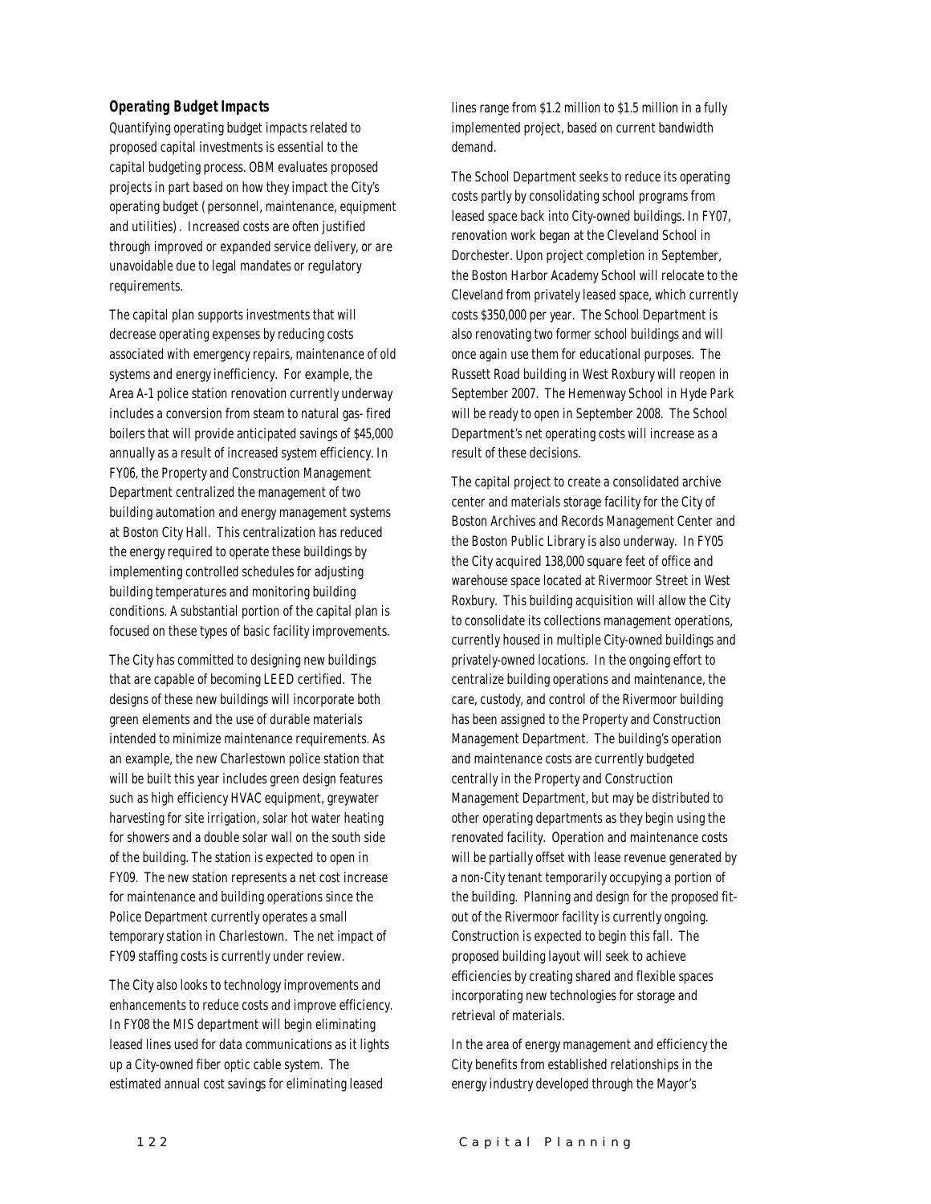### *Operating Budget Impacts*

Quantifying operating budget impacts related to proposed capital investments is essential to the capital budgeting process. OBM evaluates proposed projects in part based on how they impact the City's operating budget (personnel, maintenance, equipment and utilities). Increased costs are often justified through improved or expanded service delivery, or are unavoidable due to legal mandates or regulatory requirements.

The capital plan supports investments that will decrease operating expenses by reducing costs associated with emergency repairs, maintenance of old systems and energy inefficiency. For example, the Area A-1 police station renovation currently underway includes a conversion from steam to natural gas- fired boilers that will provide anticipated savings of $45,000 annually as a result of increased system efficiency. In FY06, the Property and Construction Management Department centralized the management of two building automation and energy management systems at Boston City Hall. This centralization has reduced the energy required to operate these buildings by implementing controlled schedules for adjusting building temperatures and monitoring building conditions. A substantial portion of the capital plan is focused on these types of basic facility improvements.

The City has committed to designing new buildings that are capable of becoming LEED certified. The designs of these new buildings will incorporate both green elements and the use of durable materials intended to minimize maintenance requirements. As an example, the new Charlestown police station that will be built this year includes green design features such as high efficiency HVAC equipment, greywater harvesting for site irrigation, solar hot water heating for showers and a double solar wall on the south side of the building. The station is expected to open in FY09. The new station represents a net cost increase for maintenance and building operations since the Police Department currently operates a small temporary station in Charlestown. The net impact of FY09 staffing costs is currently under review.

The City also looks to technology improvements and enhancements to reduce costs and improve efficiency. In FY08 the MIS department will begin eliminating leased lines used for data communications as it lights up a City-owned fiber optic cable system. The estimated annual cost savings for eliminating leased lines range from $1.2 million to $1.5 million in a fully implemented project, based on current bandwidth demand.

The School Department seeks to reduce its operating costs partly by consolidating school programs from leased space back into City-owned buildings. In FY07, renovation work began at the Cleveland School in Dorchester. Upon project completion in September, the Boston Harbor Academy School will relocate to the Cleveland from privately leased space, which currently costs $350,000 per year. The School Department is also renovating two former school buildings and will once again use them for educational purposes. The Russett Road building in West Roxbury will reopen in September 2007. The Hemenway School in Hyde Park will be ready to open in September 2008. The School Department's net operating costs will increase as a result of these decisions.

The capital project to create a consolidated archive center and materials storage facility for the City of Boston Archives and Records Management Center and the Boston Public Library is also underway. In FY05 the City acquired 138,000 square feet of office and warehouse space located at Rivermoor Street in West Roxbury. This building acquisition will allow the City to consolidate its collections management operations, currently housed in multiple City-owned buildings and privately-owned locations. In the ongoing effort to centralize building operations and maintenance, the care, custody, and control of the Rivermoor building has been assigned to the Property and Construction Management Department. The building's operation and maintenance costs are currently budgeted centrally in the Property and Construction Management Department, but may be distributed to other operating departments as they begin using the renovated facility. Operation and maintenance costs will be partially offset with lease revenue generated by a non-City tenant temporarily occupying a portion of the building. Planning and design for the proposed fit-out of the Rivermoor facility is currently ongoing. Construction is expected to begin this fall. The proposed building layout will seek to achieve efficiencies by creating shared and flexible spaces incorporating new technologies for storage and retrieval of materials.

In the area of energy management and efficiency the City benefits from established relationships in the energy industry developed through the Mayor's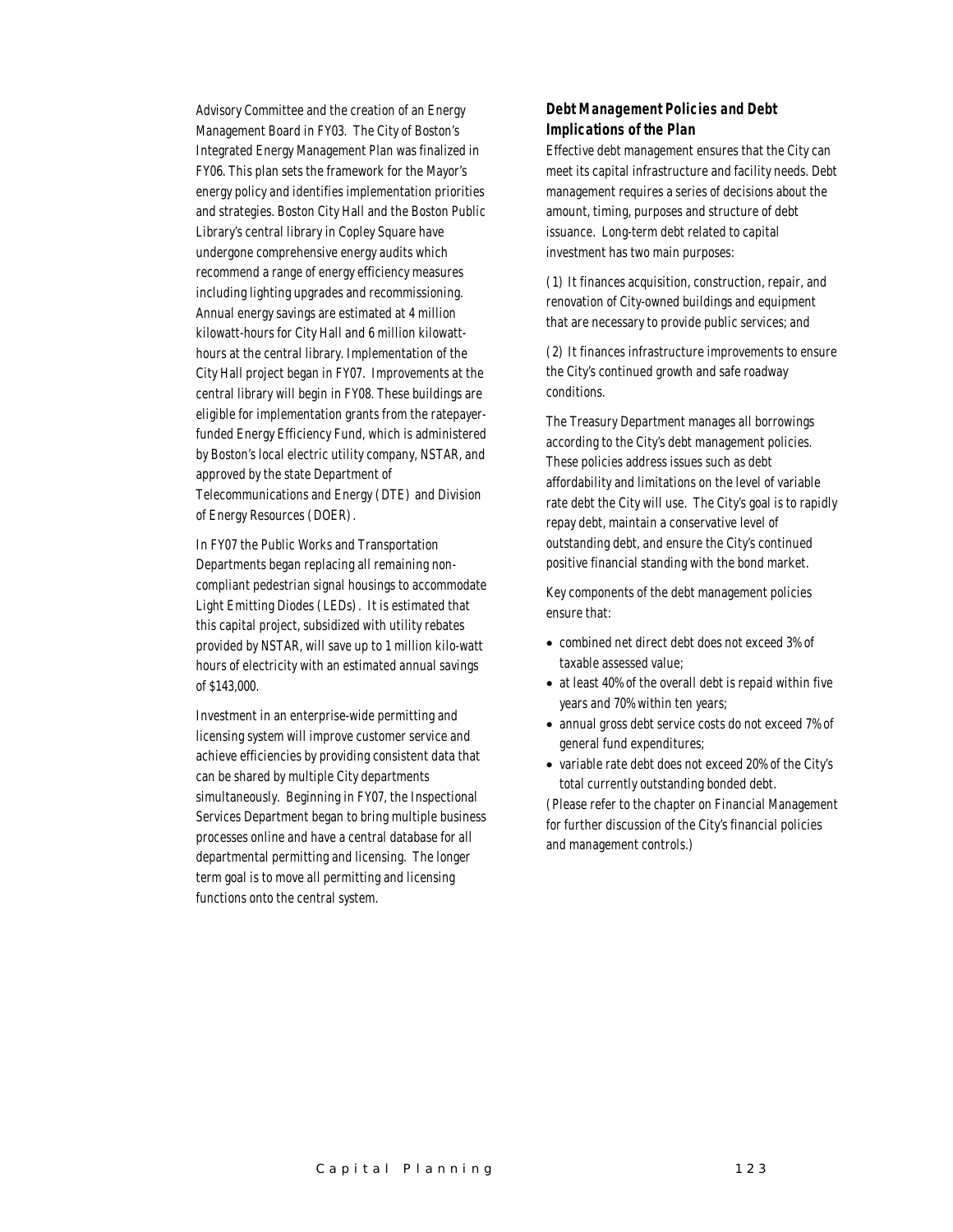Advisory Committee and the creation of an Energy Management Board in FY03. The City of Boston's Integrated Energy Management Plan was finalized in FY06. This plan sets the framework for the Mayor's energy policy and identifies implementation priorities and strategies. Boston City Hall and the Boston Public Library's central library in Copley Square have undergone comprehensive energy audits which recommend a range of energy efficiency measures including lighting upgrades and recommissioning. Annual energy savings are estimated at 4 million kilowatt-hours for City Hall and 6 million kilowatt-hours at the central library. Implementation of the City Hall project began in FY07. Improvements at the central library will begin in FY08. These buildings are eligible for implementation grants from the ratepayer-funded Energy Efficiency Fund, which is administered by Boston's local electric utility company, NSTAR, and approved by the state Department of Telecommunications and Energy (DTE) and Division of Energy Resources (DOER).

In FY07 the Public Works and Transportation Departments began replacing all remaining non-compliant pedestrian signal housings to accommodate Light Emitting Diodes (LEDs). It is estimated that this capital project, subsidized with utility rebates provided by NSTAR, will save up to 1 million kilo-watt hours of electricity with an estimated annual savings of $143,000.

Investment in an enterprise-wide permitting and licensing system will improve customer service and achieve efficiencies by providing consistent data that can be shared by multiple City departments simultaneously. Beginning in FY07, the Inspectional Services Department began to bring multiple business processes online and have a central database for all departmental permitting and licensing. The longer term goal is to move all permitting and licensing functions onto the central system.

### *Debt Management Policies and Debt Implications of the Plan*

Effective debt management ensures that the City can meet its capital infrastructure and facility needs. Debt management requires a series of decisions about the amount, timing, purposes and structure of debt issuance. Long-term debt related to capital investment has two main purposes:

(1) It finances acquisition, construction, repair, and renovation of City-owned buildings and equipment that are necessary to provide public services; and

(2) It finances infrastructure improvements to ensure the City's continued growth and safe roadway conditions.

The Treasury Department manages all borrowings according to the City's debt management policies. These policies address issues such as debt affordability and limitations on the level of variable rate debt the City will use. The City's goal is to rapidly repay debt, maintain a conservative level of outstanding debt, and ensure the City's continued positive financial standing with the bond market.

Key components of the debt management policies ensure that:

- combined net direct debt does not exceed 3% of taxable assessed value;
- at least 40% of the overall debt is repaid within five years and 70% within ten years;
- annual gross debt service costs do not exceed 7% of general fund expenditures;
- variable rate debt does not exceed 20% of the City's total currently outstanding bonded debt.

(Please refer to the chapter on Financial Management for further discussion of the City's financial policies and management controls.)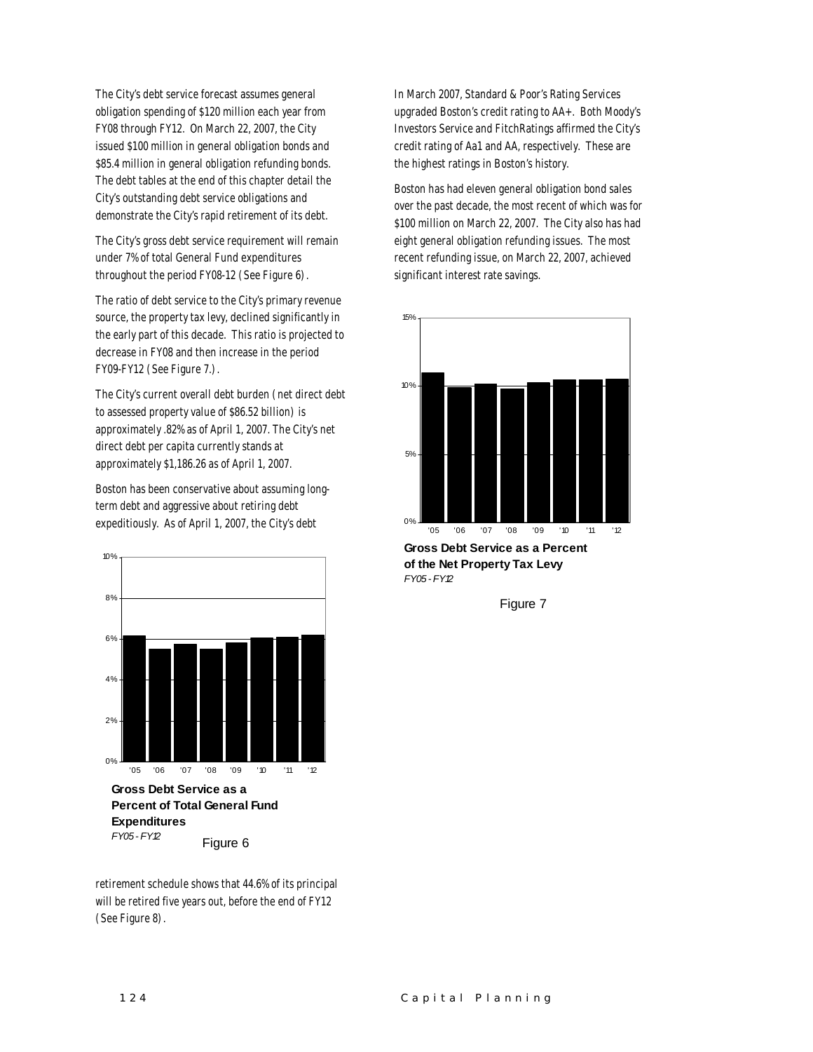The City's debt service forecast assumes general obligation spending of $120 million each year from FY08 through FY12. On March 22, 2007, the City issued $100 million in general obligation bonds and $85.4 million in general obligation refunding bonds. The debt tables at the end of this chapter detail the City's outstanding debt service obligations and demonstrate the City's rapid retirement of its debt.

The City's gross debt service requirement will remain under 7% of total General Fund expenditures throughout the period FY08-12 (See Figure 6).

The ratio of debt service to the City's primary revenue source, the property tax levy, declined significantly in the early part of this decade. This ratio is projected to decrease in FY08 and then increase in the period FY09-FY12 (See Figure 7.).

The City's current overall debt burden (net direct debt to assessed property value of $86.52 billion) is approximately .82% as of April 1, 2007. The City's net direct debt per capita currently stands at approximately $1,186.26 as of April 1, 2007.

Boston has been conservative about assuming long-term debt and aggressive about retiring debt expeditiously. As of April 1, 2007, the City's debt retirement schedule shows that 44.6% of its principal will be retired five years out, before the end of FY12 (See Figure 8).

**Gross Debt Service as a Percent of Total General Fund Expenditures**
*FY05 - FY12*

Figure 6

In March 2007, Standard & Poor's Rating Services upgraded Boston's credit rating to AA+. Both Moody's Investors Service and FitchRatings affirmed the City's credit rating of Aa1 and AA, respectively. These are the highest ratings in Boston's history.

Boston has had eleven general obligation bond sales over the past decade, the most recent of which was for $100 million on March 22, 2007. The City also has had eight general obligation refunding issues. The most recent refunding issue, on March 22, 2007, achieved significant interest rate savings.

**Gross Debt Service as a Percent of the Net Property Tax Levy**
*FY05 - FY12*

Figure 7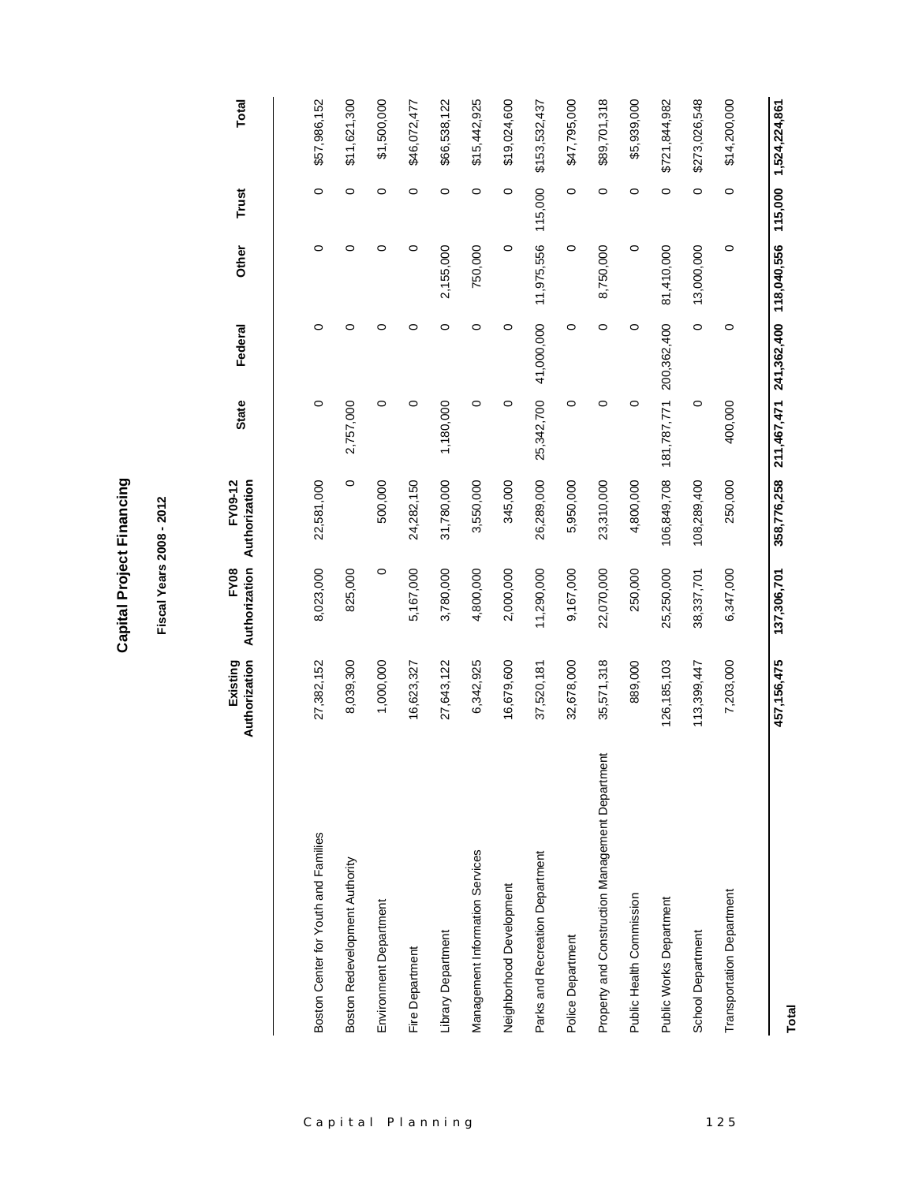# Capital Project Financing

## Fiscal Years 2008 - 2012

| | Existing Authorization | FY08 Authorization | FY09-12 Authorization | State | Federal | Other | Trust | Total |
|---|---|---|---|---|---|---|---|---|
| Boston Center for Youth and Families | 27,382,152 | 8,023,000 | 22,581,000 | 0 | 0 | 0 | 0 | $57,986,152 |
| Boston Redevelopment Authority | 8,039,300 | 825,000 | 0 | 2,757,000 | 0 | 0 | 0 | $11,621,300 |
| Environment Department | 1,000,000 | 0 | 500,000 | 0 | 0 | 0 | 0 | $1,500,000 |
| Fire Department | 16,623,327 | 5,167,000 | 24,282,150 | 0 | 0 | 0 | 0 | $46,072,477 |
| Library Department | 27,643,122 | 3,780,000 | 31,780,000 | 1,180,000 | 0 | 2,155,000 | 0 | $66,538,122 |
| Management Information Services | 6,342,925 | 4,800,000 | 3,550,000 | 0 | 0 | 750,000 | 0 | $15,442,925 |
| Neighborhood Development | 16,679,600 | 2,000,000 | 345,000 | 0 | 0 | 0 | 0 | $19,024,600 |
| Parks and Recreation Department | 37,520,181 | 11,290,000 | 26,289,000 | 25,342,700 | 41,000,000 | 11,975,556 | 115,000 | $153,532,437 |
| Police Department | 32,678,000 | 9,167,000 | 5,950,000 | 0 | 0 | 0 | 0 | $47,795,000 |
| Property and Construction Management Department | 35,571,318 | 22,070,000 | 23,310,000 | 0 | 0 | 8,750,000 | 0 | $89,701,318 |
| Public Health Commission | 889,000 | 250,000 | 4,800,000 | 0 | 0 | 0 | 0 | $5,939,000 |
| Public Works Department | 126,185,103 | 25,250,000 | 106,849,708 | 181,787,771 | 200,362,400 | 81,410,000 | 0 | $721,844,982 |
| School Department | 113,399,447 | 38,337,701 | 108,289,400 | 0 | 0 | 13,000,000 | 0 | $273,026,548 |
| Transportation Department | 7,203,000 | 6,347,000 | 250,000 | 400,000 | 0 | 0 | 0 | $14,200,000 |
| **Total** | **457,156,475** | **137,306,701** | **358,776,258** | **211,467,471** | **241,362,400** | **118,040,556** | **115,000** | **1,524,224,861** |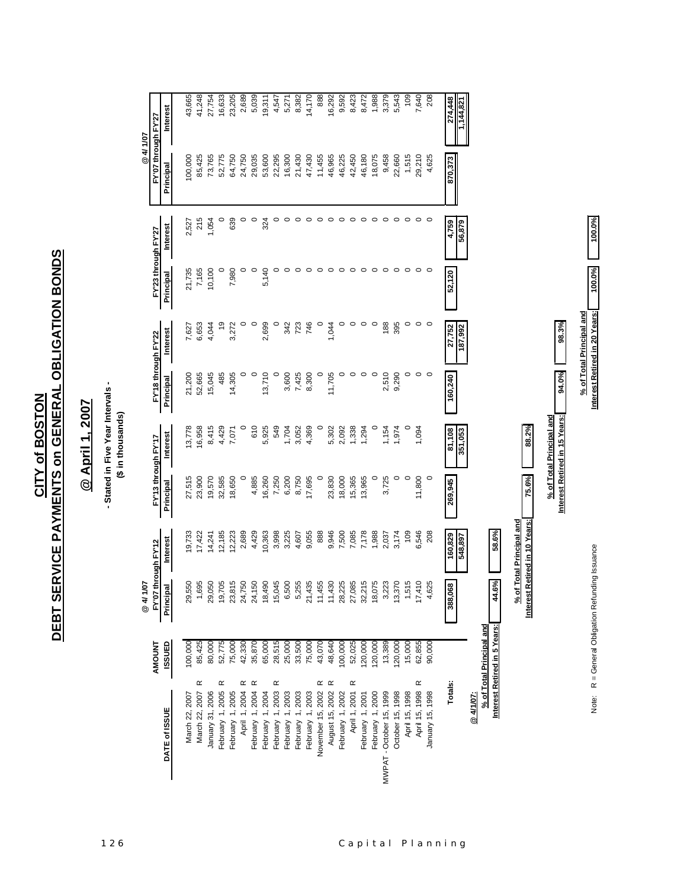# CITY of BOSTON
## DEBT SERVICE PAYMENTS on GENERAL OBLIGATION BONDS

### @ April 1, 2007

**- Stated in Five Year Intervals -**
**($ in thousands)**

| DATE of ISSUE | | AMOUNT ISSUED | @ 4/1/07 FY'07 through FY'12 Principal | Interest | FY'13 through FY'17 Principal | Interest | FY'18 through FY'22 Principal | Interest | FY'23 through FY'27 Principal | Interest | @ 4/1/07 FY'07 through FY'27 Principal | Interest |
|---|---|---|---|---|---|---|---|---|---|---|---|---|
| March 22, 2007 | | 100,000 | 29,550 | 19,733 | 27,515 | 13,778 | 21,200 | 7,627 | 21,735 | 2,527 | 100,000 | 43,665 |
| March 22, 2007 | R | 85,425 | 1,695 | 17,422 | 23,900 | 16,958 | 52,665 | 6,653 | 7,165 | 215 | 85,425 | 41,248 |
| January 31, 2006 | | 80,000 | 29,050 | 14,241 | 19,570 | 8,415 | 15,045 | 4,044 | 10,100 | 1,054 | 73,765 | 27,754 |
| February 1, 2005 | R | 52,775 | 19,705 | 12,185 | 32,585 | 4,429 | 485 | 19 | 0 | 0 | 52,775 | 16,633 |
| February 1, 2005 | | 75,000 | 23,815 | 12,223 | 18,650 | 7,071 | 14,305 | 3,272 | 7,980 | 639 | 64,750 | 23,205 |
| April 1, 2004 | R | 42,330 | 24,750 | 2,689 | 0 | 0 | 0 | 0 | 0 | 0 | 24,750 | 2,689 |
| February 1, 2004 | R | 35,870 | 24,150 | 4,429 | 4,885 | 610 | 0 | 0 | 0 | 0 | 29,035 | 5,039 |
| February 1, 2004 | | 65,000 | 18,490 | 10,363 | 16,260 | 5,925 | 13,710 | 2,699 | 5,140 | 324 | 53,600 | 19,311 |
| February 1, 2003 | R | 28,515 | 15,045 | 3,998 | 7,250 | 549 | 0 | 0 | 0 | 0 | 22,295 | 4,547 |
| February 1, 2003 | | 25,000 | 6,500 | 3,225 | 6,200 | 1,704 | 3,600 | 342 | 0 | 0 | 16,300 | 5,271 |
| February 1, 2003 | | 33,500 | 5,255 | 4,607 | 8,750 | 3,052 | 7,425 | 723 | 0 | 0 | 21,430 | 8,382 |
| February 1, 2003 | | 75,000 | 21,435 | 9,055 | 17,695 | 4,369 | 8,300 | 746 | 0 | 0 | 47,430 | 14,170 |
| November 15, 2002 | R | 43,070 | 11,455 | 888 | 0 | 0 | 0 | 0 | 0 | 0 | 11,455 | 888 |
| August 15, 2002 | R | 48,640 | 11,430 | 9,946 | 23,830 | 5,302 | 11,705 | 1,044 | 0 | 0 | 46,965 | 16,292 |
| February 1, 2002 | | 100,000 | 28,225 | 7,500 | 18,000 | 2,092 | 0 | 0 | 0 | 0 | 46,225 | 9,592 |
| April 1, 2001 | R | 52,025 | 27,085 | 7,085 | 15,365 | 1,338 | 0 | 0 | 0 | 0 | 42,450 | 8,423 |
| February 1, 2001 | | 120,000 | 32,215 | 7,178 | 13,965 | 1,294 | 0 | 0 | 0 | 0 | 46,180 | 8,472 |
| February 1, 2000 | | 120,000 | 18,075 | 1,988 | 0 | 0 | 0 | 0 | 0 | 0 | 18,075 | 1,988 |
| MWPAT - October 15, 1999 | | 13,389 | 3,223 | 2,037 | 3,725 | 1,154 | 2,510 | 188 | 0 | 0 | 9,458 | 3,379 |
| October 15, 1998 | | 120,000 | 13,370 | 3,174 | 0 | 1,974 | 9,290 | 395 | 0 | 0 | 22,660 | 5,543 |
| April 15, 1998 | | 15,000 | 1,515 | 109 | 0 | 0 | 0 | 0 | 0 | 0 | 1,515 | 109 |
| April 15, 1998 | R | 62,855 | 17,410 | 6,546 | 11,800 | 1,094 | 0 | 0 | 0 | 0 | 29,210 | 7,640 |
| January 15, 1998 | | 90,000 | 4,625 | 208 | 0 | | 0 | 0 | 0 | 0 | 4,625 | 208 |
| **Totals:** | | | **388,068** | **160,829** | **269,945** | **81,108** | **160,240** | **27,752** | **52,120** | **4,759** | **870,373** | **274,448** |
| | | | | **548,897** | | **351,053** | | **187,992** | | **56,879** | | **1,144,821** |

**@ 4/1/07:**

| | |
|---|---|
| % of Total Principal and Interest Retired in 5 Years: | 44.6% / 58.6% |
| % of Total Principal and Interest Retired in 10 Years: | 75.6% / 88.2% |
| % of Total Principal and Interest Retired in 15 Years: | 94.0% / 98.3% |
| % of Total Principal and Interest Retired in 20 Years: | 100.0% / 100.0% |

Note: R = General Obligation Refunding Issuance

Capital Planning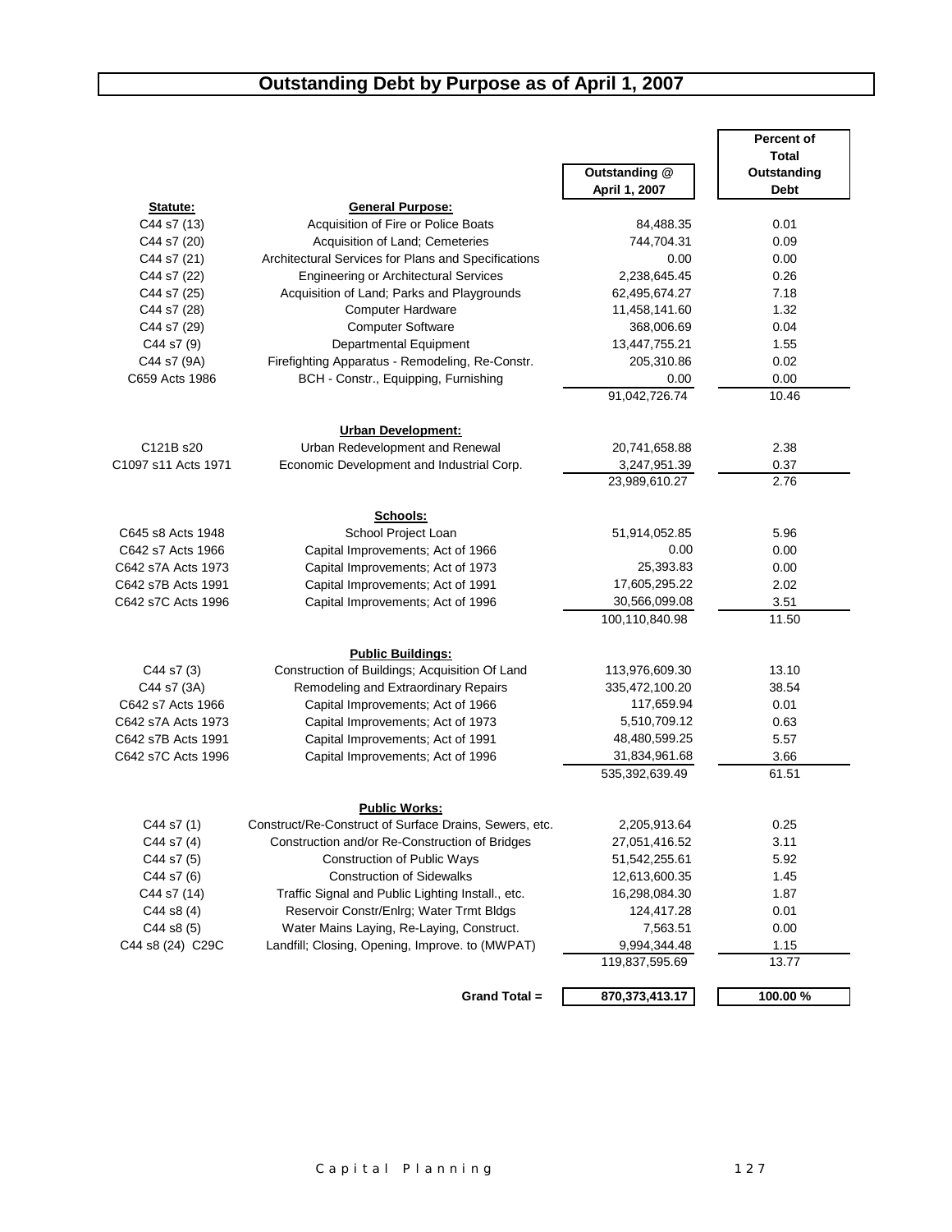# Outstanding Debt by Purpose as of April 1, 2007

| Statute: | General Purpose: | Outstanding @ April 1, 2007 | Percent of Total Outstanding Debt |
|---|---|---|---|
| C44 s7 (13) | Acquisition of Fire or Police Boats | 84,488.35 | 0.01 |
| C44 s7 (20) | Acquisition of Land; Cemeteries | 744,704.31 | 0.09 |
| C44 s7 (21) | Architectural Services for Plans and Specifications | 0.00 | 0.00 |
| C44 s7 (22) | Engineering or Architectural Services | 2,238,645.45 | 0.26 |
| C44 s7 (25) | Acquisition of Land; Parks and Playgrounds | 62,495,674.27 | 7.18 |
| C44 s7 (28) | Computer Hardware | 11,458,141.60 | 1.32 |
| C44 s7 (29) | Computer Software | 368,006.69 | 0.04 |
| C44 s7 (9) | Departmental Equipment | 13,447,755.21 | 1.55 |
| C44 s7 (9A) | Firefighting Apparatus - Remodeling, Re-Constr. | 205,310.86 | 0.02 |
| C659 Acts 1986 | BCH - Constr., Equipping, Furnishing | 0.00 | 0.00 |
| | | 91,042,726.74 | 10.46 |
| | **Urban Development:** | | |
| C121B s20 | Urban Redevelopment and Renewal | 20,741,658.88 | 2.38 |
| C1097 s11 Acts 1971 | Economic Development and Industrial Corp. | 3,247,951.39 | 0.37 |
| | | 23,989,610.27 | 2.76 |
| | **Schools:** | | |
| C645 s8 Acts 1948 | School Project Loan | 51,914,052.85 | 5.96 |
| C642 s7 Acts 1966 | Capital Improvements; Act of 1966 | 0.00 | 0.00 |
| C642 s7A Acts 1973 | Capital Improvements; Act of 1973 | 25,393.83 | 0.00 |
| C642 s7B Acts 1991 | Capital Improvements; Act of 1991 | 17,605,295.22 | 2.02 |
| C642 s7C Acts 1996 | Capital Improvements; Act of 1996 | 30,566,099.08 | 3.51 |
| | | 100,110,840.98 | 11.50 |
| | **Public Buildings:** | | |
| C44 s7 (3) | Construction of Buildings; Acquisition Of Land | 113,976,609.30 | 13.10 |
| C44 s7 (3A) | Remodeling and Extraordinary Repairs | 335,472,100.20 | 38.54 |
| C642 s7 Acts 1966 | Capital Improvements; Act of 1966 | 117,659.94 | 0.01 |
| C642 s7A Acts 1973 | Capital Improvements; Act of 1973 | 5,510,709.12 | 0.63 |
| C642 s7B Acts 1991 | Capital Improvements; Act of 1991 | 48,480,599.25 | 5.57 |
| C642 s7C Acts 1996 | Capital Improvements; Act of 1996 | 31,834,961.68 | 3.66 |
| | | 535,392,639.49 | 61.51 |
| | **Public Works:** | | |
| C44 s7 (1) | Construct/Re-Construct of Surface Drains, Sewers, etc. | 2,205,913.64 | 0.25 |
| C44 s7 (4) | Construction and/or Re-Construction of Bridges | 27,051,416.52 | 3.11 |
| C44 s7 (5) | Construction of Public Ways | 51,542,255.61 | 5.92 |
| C44 s7 (6) | Construction of Sidewalks | 12,613,600.35 | 1.45 |
| C44 s7 (14) | Traffic Signal and Public Lighting Install., etc. | 16,298,084.30 | 1.87 |
| C44 s8 (4) | Reservoir Constr/Enlrg; Water Trmt Bldgs | 124,417.28 | 0.01 |
| C44 s8 (5) | Water Mains Laying, Re-Laying, Construct. | 7,563.51 | 0.00 |
| C44 s8 (24) C29C | Landfill; Closing, Opening, Improve. to (MWPAT) | 9,994,344.48 | 1.15 |
| | | 119,837,595.69 | 13.77 |
| | **Grand Total =** | **870,373,413.17** | **100.00 %** |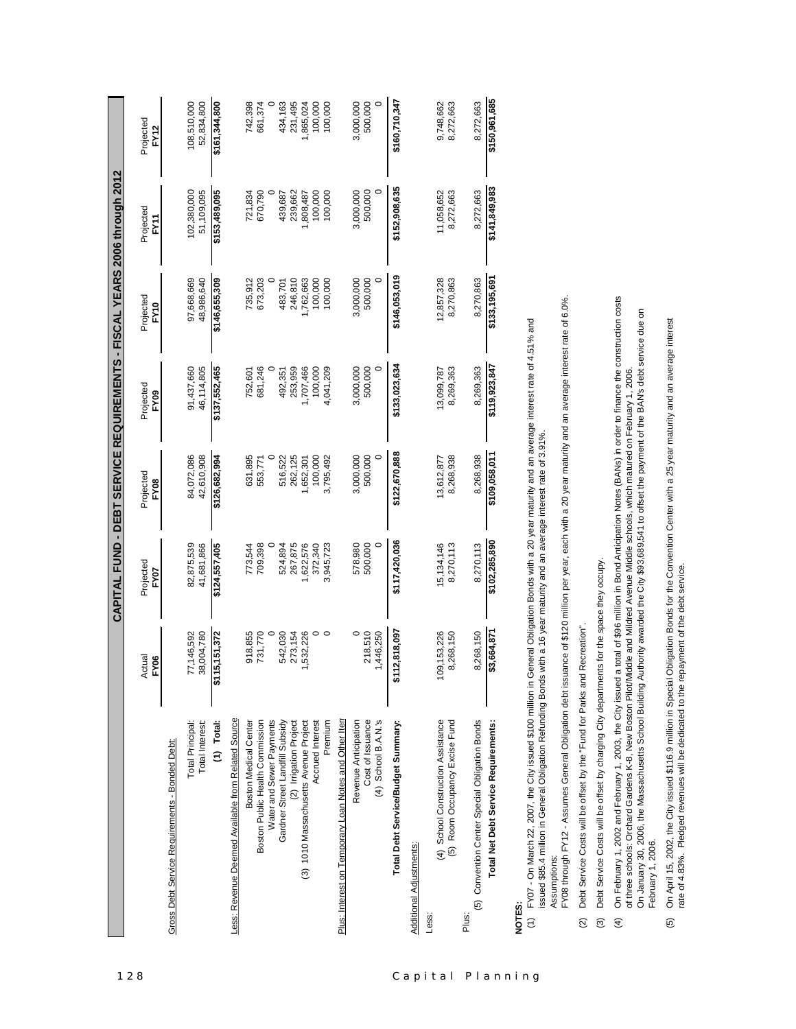# CAPITAL FUND - DEBT SERVICE REQUIREMENTS - FISCAL YEARS 2006 through 2012

| | Actual FY06 | Projected FY07 | Projected FY08 | Projected FY09 | Projected FY10 | Projected FY11 | Projected FY12 |
|---|---|---|---|---|---|---|---|
| **Gross Debt Service Requirements - Bonded Debt:** | | | | | | | |
| Total Principal: | 77,146,592 | 82,875,539 | 84,072,086 | 91,437,660 | 97,668,669 | 102,380,000 | 108,510,000 |
| Total Interest: | 38,004,780 | 41,681,866 | 42,610,908 | 46,114,805 | 48,986,640 | 51,109,095 | 52,834,800 |
| (1) Total: | $115,151,372 | $124,557,405 | $126,682,994 | $137,552,465 | $146,655,309 | $153,489,095 | $161,344,800 |
| **Less: Revenue Deemed Available from Related Source** | | | | | | | |
| Boston Medical Center | 918,855 | 773,544 | 631,895 | 752,601 | 735,912 | 721,834 | 742,398 |
| Boston Public Health Commission | 731,770 | 709,398 | 553,771 | 681,246 | 673,203 | 670,790 | 661,374 |
| Water and Sewer Payments | 0 | 0 | 0 | 0 | 0 | 0 | 0 |
| Gardner Street Landfill Subsidy | 542,030 | 524,894 | 516,522 | 492,351 | 483,701 | 439,687 | 434,163 |
| (2) Irrigation Project | 273,154 | 267,875 | 262,125 | 253,959 | 246,810 | 239,662 | 231,495 |
| (3) 1010 Massachusetts Avenue Project | 1,532,226 | 1,622,576 | 1,652,301 | 1,707,466 | 1,762,663 | 1,808,487 | 1,865,024 |
| Accrued Interest | 0 | 372,340 | 100,000 | 100,000 | 100,000 | 100,000 | 100,000 |
| Premium | 0 | 3,945,723 | 3,795,492 | 4,041,209 | 100,000 | 100,000 | 100,000 |
| **Plus: Interest on Temporary Loan Notes and Other Iten** | | | | | | | |
| Revenue Anticipation | 0 | 578,980 | 3,000,000 | 3,000,000 | 3,000,000 | 3,000,000 | 3,000,000 |
| Cost of Issuance | 218,510 | 500,000 | 500,000 | 500,000 | 500,000 | 500,000 | 500,000 |
| (4) School B.A.N.'s | 1,446,250 | 0 | 0 | 0 | 0 | 0 | 0 |
| **Total Debt Service/Budget Summary:** | $112,818,097 | $117,420,036 | $122,670,888 | $133,023,634 | $146,053,019 | $152,908,635 | $160,710,347 |
| **Additional Adjustments:** | | | | | | | |
| Less: | | | | | | | |
| (4) School Construction Assistance | 109,153,226 | 15,134,146 | 13,612,877 | 13,099,787 | 12,857,328 | 11,058,652 | 9,748,662 |
| (5) Room Occupancy Excise Fund | 8,268,150 | 8,270,113 | 8,268,938 | 8,269,363 | 8,270,863 | 8,272,663 | 8,272,663 |
| Plus: | | | | | | | |
| (5) Convention Center Special Obligation Bonds | 8,268,150 | 8,270,113 | 8,268,938 | 8,269,363 | 8,270,863 | 8,272,663 | 8,272,663 |
| **Total Net Debt Service Requirements:** | $3,664,871 | $102,285,890 | $109,058,011 | $119,923,847 | $133,195,691 | $141,849,983 | $150,961,685 |

**NOTES:**

(1) FY07 - On March 22, 2007, the City issued $100 million in General Obligation Bonds with a 20 year maturity and an average interest rate of 4.51% and issued $85.4 million in General Obligation Refunding Bonds with a 16 year maturity and an average interest rate of 3.91%.
Assumptions:
FY08 through FY12 - Assumes General Obligation debt issuance of $120 million per year, each with a 20 year maturity and an average interest rate of 6.0%.

(2) Debt Service Costs will be offset by the "Fund for Parks and Recreation".

(3) Debt Service Costs will be offset by charging City departments for the space they occupy.

(4) On February 1, 2002 and February 1, 2003, the City issued a total of $96 million in Bond Anticipation Notes (BANs) in order to finance the construction costs of three schools: Orchard Gardens K-8, New Boston Pilot/Middle and Mildred Avenue Middle schools, which matured on February 1, 2006.
On January 30, 2006, the Massachusetts School Building Authority awarded the City $93,689,541 to offset the payment of the BAN's debt service due on February 1, 2006.

(5) On April 15, 2002, the City issued $116.9 million in Special Obligation Bonds for the Convention Center with a 25 year maturity and an average interest rate of 4.83%. Pledged revenues will be dedicated to the repayment of the debt service.